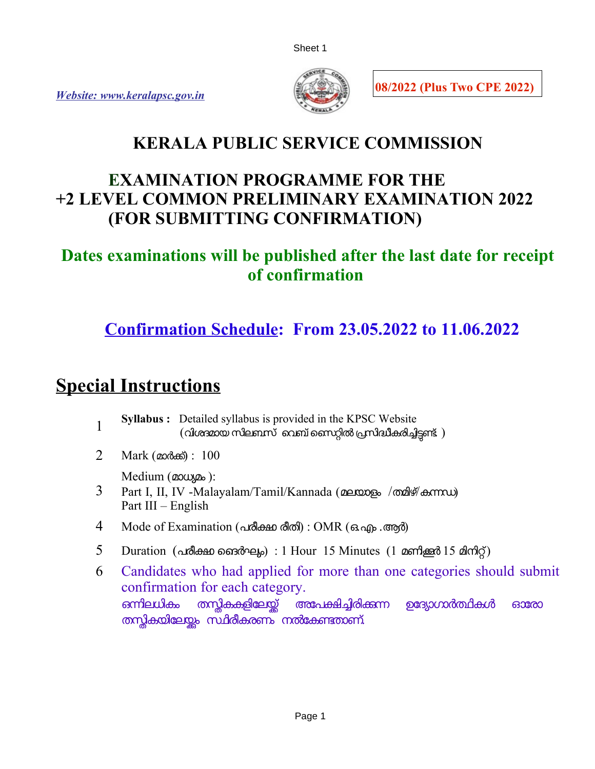*Website: www.keralapsc.gov.in*

**08/2022 (Plus Two CPE 2022)**

# KERALA PUBLIC SERVICE COMMISSION

## EXAMINATION PROGRAMME FOR THE +2 LEVEL COMMON PRELIMINARY EXAMINATION 2022 (FOR SUBMITTING CONFIRMATION)

**Dates examinations will be published after the last date for receipt of confirmation**

**Confirmation Schedule: From 23.05.2022 to 11.06.2022**

## Special Instructions

1. **Syllabus :** Detailed syllabus is provided in the KPSC Website (വിശദമായ സിലബസ് വെബ് സൈറ്റിൽ പ്രസിദ്ധീകരിച്ചിട്ടുണ്ട് )
2. Mark (മാർക്ക്) : 100
3. Medium (മാധ്യമം ):
   Part I, II, IV -Malayalam/Tamil/Kannada (മലയാളം /തമിഴ്/കന്നഡ)
   Part III – English
4. Mode of Examination (പരീക്ഷ രീതി) : OMR (ഒ.എം .ആർ)
5. Duration (പരീക്ഷ ദൈർഘ്യം) : 1 Hour 15 Minutes (1 മണിക്കൂർ 15 മിനിറ്റ്)
6. Candidates who had applied for more than one categories should submit confirmation for each category.
   ഒന്നിലധികം തസ്തികകളിലേയ്ക്ക് അപേക്ഷിച്ചിരിക്കുന്ന ഉദ്യോഗാർത്ഥികൾ ഓരോ തസ്തികയിലേയ്ക്കും സ്ഥിരീകരണം നൽകേണ്ടതാണ്.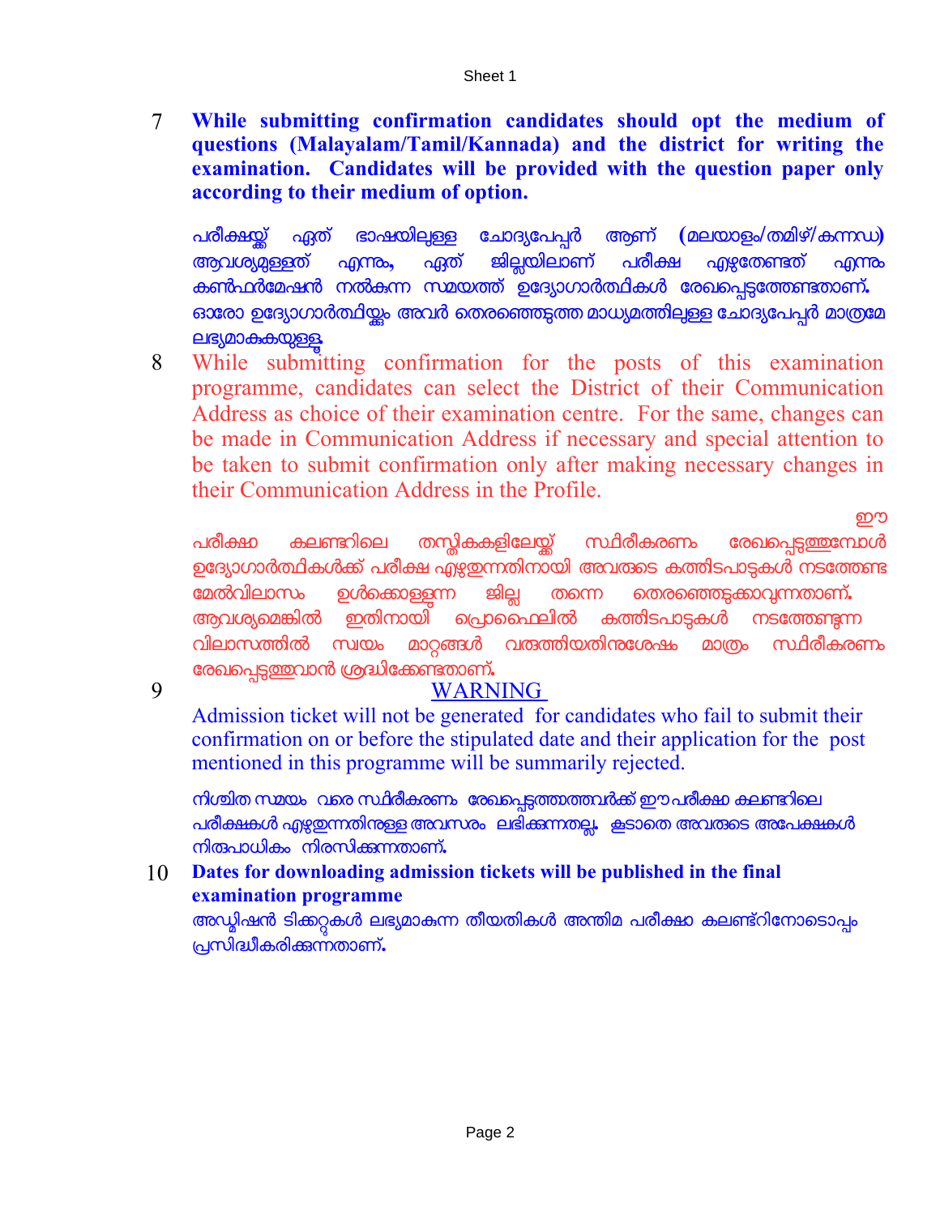7 **While submitting confirmation candidates should opt the medium of questions (Malayalam/Tamil/Kannada) and the district for writing the examination. Candidates will be provided with the question paper only according to their medium of option.**

പരീക്ഷയ്ക്ക് ഏത് ഭാഷയിലുള്ള ചോദ്യപേപ്പർ ആണ് (മലയാളം/തമിഴ്/കന്നഡ) ആവശ്യമുള്ളത് എന്നും, ഏത് ജില്ലയിലാണ് പരീക്ഷ എഴുതേണ്ടത് എന്നും കൺഫർമേഷൻ നൽകുന്ന സമയത്ത് ഉദ്യോഗാർത്ഥികൾ രേഖപ്പെടുത്തേണ്ടതാണ്. ഓരോ ഉദ്യോഗാർത്ഥിയ്ക്കും അവർ തെരഞ്ഞെടുത്ത മാധ്യമത്തിലുള്ള ചോദ്യപേപ്പർ മാത്രമേ ലഭ്യമാകുകയുള്ളൂ.

8 While submitting confirmation for the posts of this examination programme, candidates can select the District of their Communication Address as choice of their examination centre. For the same, changes can be made in Communication Address if necessary and special attention to be taken to submit confirmation only after making necessary changes in their Communication Address in the Profile.

ഈ പരീക്ഷാ കലണ്ടറിലെ തസ്തികകളിലേയ്ക്ക് സ്ഥിരീകരണം രേഖപ്പെടുത്തുമ്പോൾ ഉദ്യോഗാർത്ഥികൾക്ക് പരീക്ഷ എഴുതുന്നതിനായി അവരുടെ കത്തിടപാടുകൾ നടത്തേണ്ട മേൽവിലാസം ഉൾക്കൊള്ളുന്ന ജില്ല തന്നെ തെരഞ്ഞെടുക്കാവുന്നതാണ്. ആവശ്യമെങ്കിൽ ഇതിനായി പ്രൊഫൈലിൽ കത്തിടപാടുകൾ നടത്തേണ്ടുന്ന വിലാസത്തിൽ സ്വയം മാറ്റങ്ങൾ വരുത്തിയതിനുശേഷം മാത്രം സ്ഥിരീകരണം രേഖപ്പെടുത്തുവാൻ ശ്രദ്ധിക്കേണ്ടതാണ്.

9 WARNING

Admission ticket will not be generated for candidates who fail to submit their confirmation on or before the stipulated date and their application for the post mentioned in this programme will be summarily rejected.

നിശ്ചിത സമയം വരെ സ്ഥിരീകരണം രേഖപ്പെടുത്താത്തവർക്ക് ഈ പരീക്ഷ കലണ്ടറിലെ പരീക്ഷകൾ എഴുതുന്നതിനുള്ള അവസരം ലഭിക്കുന്നതല്ല. കൂടാതെ അവരുടെ അപേക്ഷകൾ നിരുപാധികം നിരസിക്കുന്നതാണ്.

10 **Dates for downloading admission tickets will be published in the final examination programme**

അഡ്മിഷൻ ടിക്കറ്റുകൾ ലഭ്യമാകുന്ന തീയതികൾ അന്തിമ പരീക്ഷാ കലണ്ടറിനോടൊപ്പം പ്രസിദ്ധീകരിക്കുന്നതാണ്.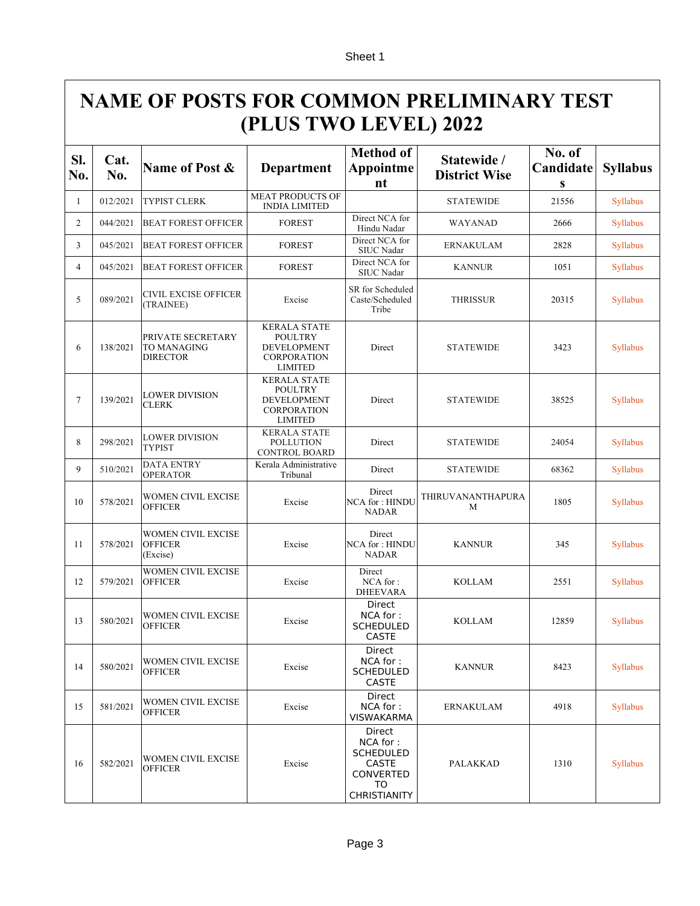# NAME OF POSTS FOR COMMON PRELIMINARY TEST (PLUS TWO LEVEL) 2022

| Sl. No. | Cat. No. | Name of Post & | Department | Method of Appointment | Statewide / District Wise | No. of Candidates | Syllabus |
|---|---|---|---|---|---|---|---|
| 1 | 012/2021 | TYPIST CLERK | MEAT PRODUCTS OF INDIA LIMITED | | STATEWIDE | 21556 | Syllabus |
| 2 | 044/2021 | BEAT FOREST OFFICER | FOREST | Direct NCA for Hindu Nadar | WAYANAD | 2666 | Syllabus |
| 3 | 045/2021 | BEAT FOREST OFFICER | FOREST | Direct NCA for SIUC Nadar | ERNAKULAM | 2828 | Syllabus |
| 4 | 045/2021 | BEAT FOREST OFFICER | FOREST | Direct NCA for SIUC Nadar | KANNUR | 1051 | Syllabus |
| 5 | 089/2021 | CIVIL EXCISE OFFICER (TRAINEE) | Excise | SR for Scheduled Caste/Scheduled Tribe | THRISSUR | 20315 | Syllabus |
| 6 | 138/2021 | PRIVATE SECRETARY TO MANAGING DIRECTOR | KERALA STATE POULTRY DEVELOPMENT CORPORATION LIMITED | Direct | STATEWIDE | 3423 | Syllabus |
| 7 | 139/2021 | LOWER DIVISION CLERK | KERALA STATE POULTRY DEVELOPMENT CORPORATION LIMITED | Direct | STATEWIDE | 38525 | Syllabus |
| 8 | 298/2021 | LOWER DIVISION TYPIST | KERALA STATE POLLUTION CONTROL BOARD | Direct | STATEWIDE | 24054 | Syllabus |
| 9 | 510/2021 | DATA ENTRY OPERATOR | Kerala Administrative Tribunal | Direct | STATEWIDE | 68362 | Syllabus |
| 10 | 578/2021 | WOMEN CIVIL EXCISE OFFICER | Excise | Direct NCA for : HINDU NADAR | THIRUVANANTHAPURAM | 1805 | Syllabus |
| 11 | 578/2021 | WOMEN CIVIL EXCISE OFFICER (Excise) | Excise | Direct NCA for : HINDU NADAR | KANNUR | 345 | Syllabus |
| 12 | 579/2021 | WOMEN CIVIL EXCISE OFFICER | Excise | Direct NCA for : DHEEVARA | KOLLAM | 2551 | Syllabus |
| 13 | 580/2021 | WOMEN CIVIL EXCISE OFFICER | Excise | Direct NCA for : SCHEDULED CASTE | KOLLAM | 12859 | Syllabus |
| 14 | 580/2021 | WOMEN CIVIL EXCISE OFFICER | Excise | Direct NCA for : SCHEDULED CASTE | KANNUR | 8423 | Syllabus |
| 15 | 581/2021 | WOMEN CIVIL EXCISE OFFICER | Excise | Direct NCA for : VISWAKARMA | ERNAKULAM | 4918 | Syllabus |
| 16 | 582/2021 | WOMEN CIVIL EXCISE OFFICER | Excise | Direct NCA for : SCHEDULED CASTE CONVERTED TO CHRISTIANITY | PALAKKAD | 1310 | Syllabus |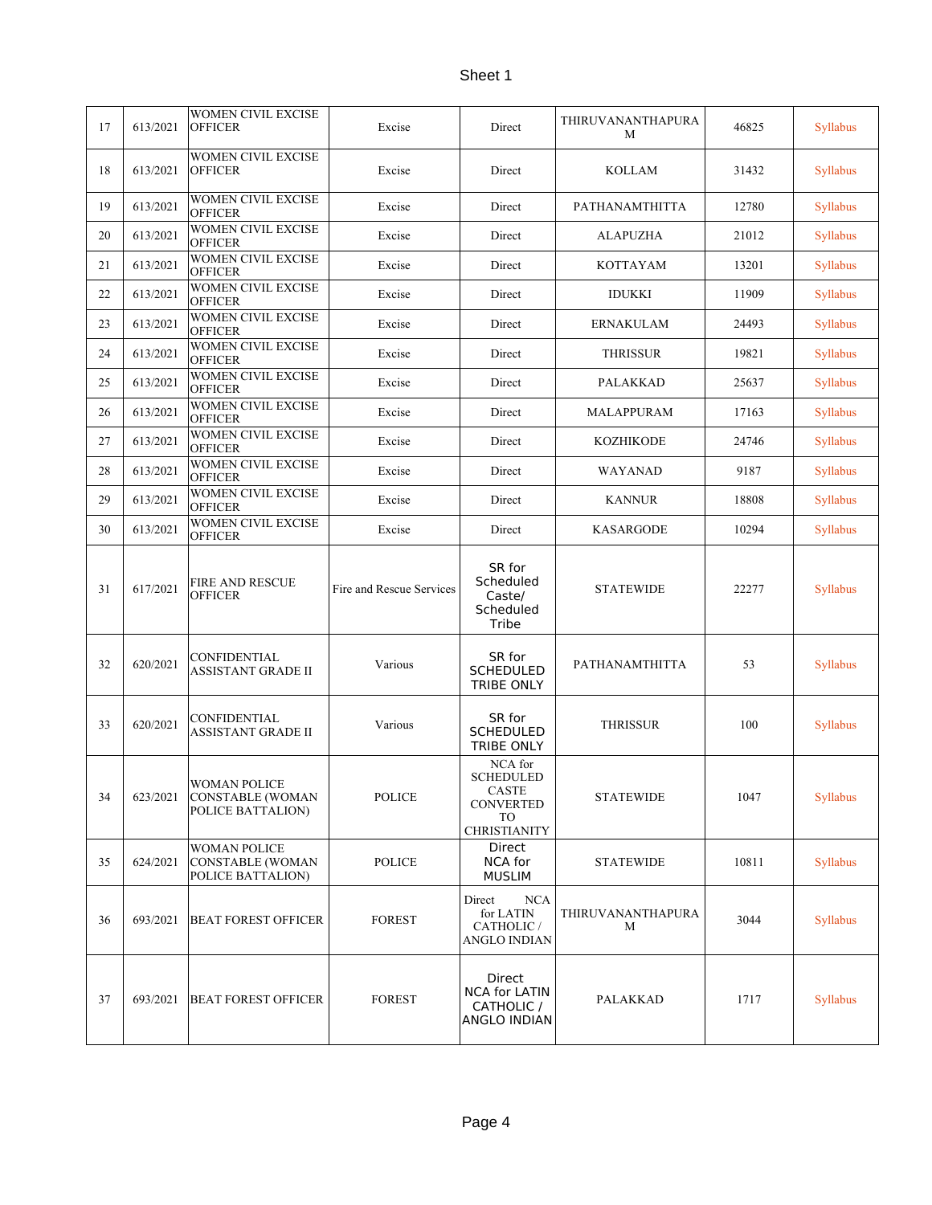| | | | | | | | |
|---|---|---|---|---|---|---|---|
| 17 | 613/2021 | WOMEN CIVIL EXCISE OFFICER | Excise | Direct | THIRUVANANTHAPURAM | 46825 | Syllabus |
| 18 | 613/2021 | WOMEN CIVIL EXCISE OFFICER | Excise | Direct | KOLLAM | 31432 | Syllabus |
| 19 | 613/2021 | WOMEN CIVIL EXCISE OFFICER | Excise | Direct | PATHANAMTHITTA | 12780 | Syllabus |
| 20 | 613/2021 | WOMEN CIVIL EXCISE OFFICER | Excise | Direct | ALAPUZHA | 21012 | Syllabus |
| 21 | 613/2021 | WOMEN CIVIL EXCISE OFFICER | Excise | Direct | KOTTAYAM | 13201 | Syllabus |
| 22 | 613/2021 | WOMEN CIVIL EXCISE OFFICER | Excise | Direct | IDUKKI | 11909 | Syllabus |
| 23 | 613/2021 | WOMEN CIVIL EXCISE OFFICER | Excise | Direct | ERNAKULAM | 24493 | Syllabus |
| 24 | 613/2021 | WOMEN CIVIL EXCISE OFFICER | Excise | Direct | THRISSUR | 19821 | Syllabus |
| 25 | 613/2021 | WOMEN CIVIL EXCISE OFFICER | Excise | Direct | PALAKKAD | 25637 | Syllabus |
| 26 | 613/2021 | WOMEN CIVIL EXCISE OFFICER | Excise | Direct | MALAPPURAM | 17163 | Syllabus |
| 27 | 613/2021 | WOMEN CIVIL EXCISE OFFICER | Excise | Direct | KOZHIKODE | 24746 | Syllabus |
| 28 | 613/2021 | WOMEN CIVIL EXCISE OFFICER | Excise | Direct | WAYANAD | 9187 | Syllabus |
| 29 | 613/2021 | WOMEN CIVIL EXCISE OFFICER | Excise | Direct | KANNUR | 18808 | Syllabus |
| 30 | 613/2021 | WOMEN CIVIL EXCISE OFFICER | Excise | Direct | KASARGODE | 10294 | Syllabus |
| 31 | 617/2021 | FIRE AND RESCUE OFFICER | Fire and Rescue Services | SR for Scheduled Caste/ Scheduled Tribe | STATEWIDE | 22277 | Syllabus |
| 32 | 620/2021 | CONFIDENTIAL ASSISTANT GRADE II | Various | SR for SCHEDULED TRIBE ONLY | PATHANAMTHITTA | 53 | Syllabus |
| 33 | 620/2021 | CONFIDENTIAL ASSISTANT GRADE II | Various | SR for SCHEDULED TRIBE ONLY | THRISSUR | 100 | Syllabus |
| 34 | 623/2021 | WOMAN POLICE CONSTABLE (WOMAN POLICE BATTALION) | POLICE | NCA for SCHEDULED CASTE CONVERTED TO CHRISTIANITY | STATEWIDE | 1047 | Syllabus |
| 35 | 624/2021 | WOMAN POLICE CONSTABLE (WOMAN POLICE BATTALION) | POLICE | Direct NCA for MUSLIM | STATEWIDE | 10811 | Syllabus |
| 36 | 693/2021 | BEAT FOREST OFFICER | FOREST | Direct NCA for LATIN CATHOLIC / ANGLO INDIAN | THIRUVANANTHAPURAM | 3044 | Syllabus |
| 37 | 693/2021 | BEAT FOREST OFFICER | FOREST | Direct NCA for LATIN CATHOLIC / ANGLO INDIAN | PALAKKAD | 1717 | Syllabus |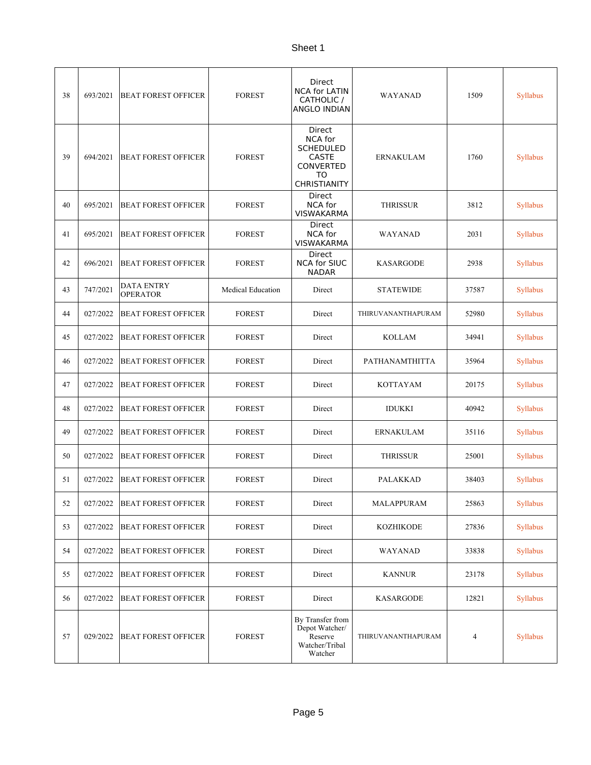| 38 | 693/2021 | BEAT FOREST OFFICER | FOREST | Direct NCA for LATIN CATHOLIC / ANGLO INDIAN | WAYANAD | 1509 | Syllabus |
|---|---|---|---|---|---|---|---|
| 39 | 694/2021 | BEAT FOREST OFFICER | FOREST | Direct NCA for SCHEDULED CASTE CONVERTED TO CHRISTIANITY | ERNAKULAM | 1760 | Syllabus |
| 40 | 695/2021 | BEAT FOREST OFFICER | FOREST | Direct NCA for VISWAKARMA | THRISSUR | 3812 | Syllabus |
| 41 | 695/2021 | BEAT FOREST OFFICER | FOREST | Direct NCA for VISWAKARMA | WAYANAD | 2031 | Syllabus |
| 42 | 696/2021 | BEAT FOREST OFFICER | FOREST | Direct NCA for SIUC NADAR | KASARGODE | 2938 | Syllabus |
| 43 | 747/2021 | DATA ENTRY OPERATOR | Medical Education | Direct | STATEWIDE | 37587 | Syllabus |
| 44 | 027/2022 | BEAT FOREST OFFICER | FOREST | Direct | THIRUVANANTHAPURAM | 52980 | Syllabus |
| 45 | 027/2022 | BEAT FOREST OFFICER | FOREST | Direct | KOLLAM | 34941 | Syllabus |
| 46 | 027/2022 | BEAT FOREST OFFICER | FOREST | Direct | PATHANAMTHITTA | 35964 | Syllabus |
| 47 | 027/2022 | BEAT FOREST OFFICER | FOREST | Direct | KOTTAYAM | 20175 | Syllabus |
| 48 | 027/2022 | BEAT FOREST OFFICER | FOREST | Direct | IDUKKI | 40942 | Syllabus |
| 49 | 027/2022 | BEAT FOREST OFFICER | FOREST | Direct | ERNAKULAM | 35116 | Syllabus |
| 50 | 027/2022 | BEAT FOREST OFFICER | FOREST | Direct | THRISSUR | 25001 | Syllabus |
| 51 | 027/2022 | BEAT FOREST OFFICER | FOREST | Direct | PALAKKAD | 38403 | Syllabus |
| 52 | 027/2022 | BEAT FOREST OFFICER | FOREST | Direct | MALAPPURAM | 25863 | Syllabus |
| 53 | 027/2022 | BEAT FOREST OFFICER | FOREST | Direct | KOZHIKODE | 27836 | Syllabus |
| 54 | 027/2022 | BEAT FOREST OFFICER | FOREST | Direct | WAYANAD | 33838 | Syllabus |
| 55 | 027/2022 | BEAT FOREST OFFICER | FOREST | Direct | KANNUR | 23178 | Syllabus |
| 56 | 027/2022 | BEAT FOREST OFFICER | FOREST | Direct | KASARGODE | 12821 | Syllabus |
| 57 | 029/2022 | BEAT FOREST OFFICER | FOREST | By Transfer from Depot Watcher/ Reserve Watcher/Tribal Watcher | THIRUVANANTHAPURAM | 4 | Syllabus |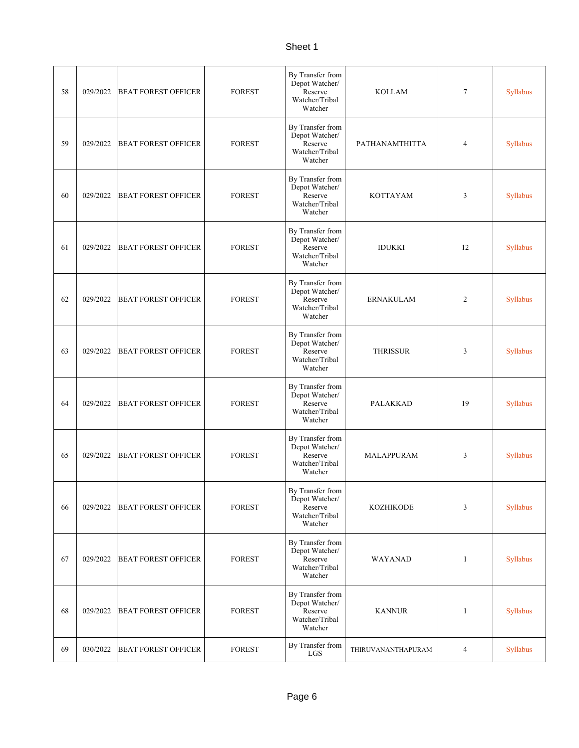| | | | | | | | |
|---|---|---|---|---|---|---|---|
| 58 | 029/2022 | BEAT FOREST OFFICER | FOREST | By Transfer from Depot Watcher/ Reserve Watcher/Tribal Watcher | KOLLAM | 7 | Syllabus |
| 59 | 029/2022 | BEAT FOREST OFFICER | FOREST | By Transfer from Depot Watcher/ Reserve Watcher/Tribal Watcher | PATHANAMTHITTA | 4 | Syllabus |
| 60 | 029/2022 | BEAT FOREST OFFICER | FOREST | By Transfer from Depot Watcher/ Reserve Watcher/Tribal Watcher | KOTTAYAM | 3 | Syllabus |
| 61 | 029/2022 | BEAT FOREST OFFICER | FOREST | By Transfer from Depot Watcher/ Reserve Watcher/Tribal Watcher | IDUKKI | 12 | Syllabus |
| 62 | 029/2022 | BEAT FOREST OFFICER | FOREST | By Transfer from Depot Watcher/ Reserve Watcher/Tribal Watcher | ERNAKULAM | 2 | Syllabus |
| 63 | 029/2022 | BEAT FOREST OFFICER | FOREST | By Transfer from Depot Watcher/ Reserve Watcher/Tribal Watcher | THRISSUR | 3 | Syllabus |
| 64 | 029/2022 | BEAT FOREST OFFICER | FOREST | By Transfer from Depot Watcher/ Reserve Watcher/Tribal Watcher | PALAKKAD | 19 | Syllabus |
| 65 | 029/2022 | BEAT FOREST OFFICER | FOREST | By Transfer from Depot Watcher/ Reserve Watcher/Tribal Watcher | MALAPPURAM | 3 | Syllabus |
| 66 | 029/2022 | BEAT FOREST OFFICER | FOREST | By Transfer from Depot Watcher/ Reserve Watcher/Tribal Watcher | KOZHIKODE | 3 | Syllabus |
| 67 | 029/2022 | BEAT FOREST OFFICER | FOREST | By Transfer from Depot Watcher/ Reserve Watcher/Tribal Watcher | WAYANAD | 1 | Syllabus |
| 68 | 029/2022 | BEAT FOREST OFFICER | FOREST | By Transfer from Depot Watcher/ Reserve Watcher/Tribal Watcher | KANNUR | 1 | Syllabus |
| 69 | 030/2022 | BEAT FOREST OFFICER | FOREST | By Transfer from LGS | THIRUVANANTHAPURAM | 4 | Syllabus |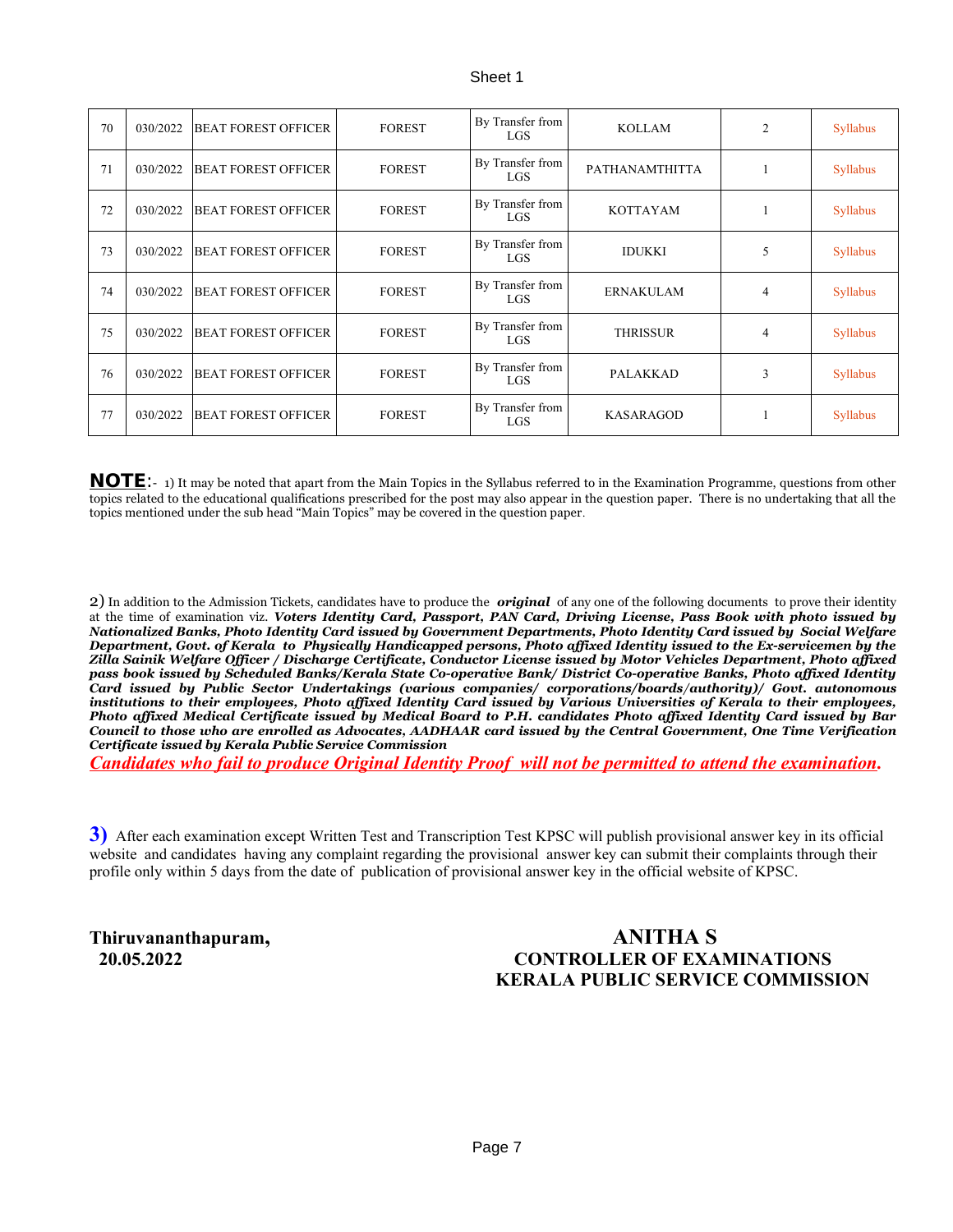| | | | | | | | |
|---|---|---|---|---|---|---|---|
| 70 | 030/2022 | BEAT FOREST OFFICER | FOREST | By Transfer from LGS | KOLLAM | 2 | Syllabus |
| 71 | 030/2022 | BEAT FOREST OFFICER | FOREST | By Transfer from LGS | PATHANAMTHITTA | 1 | Syllabus |
| 72 | 030/2022 | BEAT FOREST OFFICER | FOREST | By Transfer from LGS | KOTTAYAM | 1 | Syllabus |
| 73 | 030/2022 | BEAT FOREST OFFICER | FOREST | By Transfer from LGS | IDUKKI | 5 | Syllabus |
| 74 | 030/2022 | BEAT FOREST OFFICER | FOREST | By Transfer from LGS | ERNAKULAM | 4 | Syllabus |
| 75 | 030/2022 | BEAT FOREST OFFICER | FOREST | By Transfer from LGS | THRISSUR | 4 | Syllabus |
| 76 | 030/2022 | BEAT FOREST OFFICER | FOREST | By Transfer from LGS | PALAKKAD | 3 | Syllabus |
| 77 | 030/2022 | BEAT FOREST OFFICER | FOREST | By Transfer from LGS | KASARAGOD | 1 | Syllabus |

**NOTE**:- 1) It may be noted that apart from the Main Topics in the Syllabus referred to in the Examination Programme, questions from other topics related to the educational qualifications prescribed for the post may also appear in the question paper. There is no undertaking that all the topics mentioned under the sub head "Main Topics" may be covered in the question paper.

2) In addition to the Admission Tickets, candidates have to produce the ***original*** of any one of the following documents to prove their identity at the time of examination viz. ***Voters Identity Card, Passport, PAN Card, Driving License, Pass Book with photo issued by Nationalized Banks, Photo Identity Card issued by Government Departments, Photo Identity Card issued by Social Welfare Department, Govt. of Kerala to Physically Handicapped persons, Photo affixed Identity issued to the Ex-servicemen by the Zilla Sainik Welfare Officer / Discharge Certificate, Conductor License issued by Motor Vehicles Department, Photo affixed pass book issued by Scheduled Banks/Kerala State Co-operative Bank/ District Co-operative Banks, Photo affixed Identity Card issued by Public Sector Undertakings (various companies/ corporations/boards/authority)/ Govt. autonomous institutions to their employees, Photo affixed Identity Card issued by Various Universities of Kerala to their employees, Photo affixed Medical Certificate issued by Medical Board to P.H. candidates Photo affixed Identity Card issued by Bar Council to those who are enrolled as Advocates, AADHAAR card issued by the Central Government, One Time Verification Certificate issued by Kerala Public Service Commission***

***Candidates who fail to produce Original Identity Proof will not be permitted to attend the examination.***

**3)** After each examination except Written Test and Transcription Test KPSC will publish provisional answer key in its official website and candidates having any complaint regarding the provisional answer key can submit their complaints through their profile only within 5 days from the date of publication of provisional answer key in the official website of KPSC.

**Thiruvananthapuram,**
**20.05.2022**

**ANITHA S**
**CONTROLLER OF EXAMINATIONS**
**KERALA PUBLIC SERVICE COMMISSION**